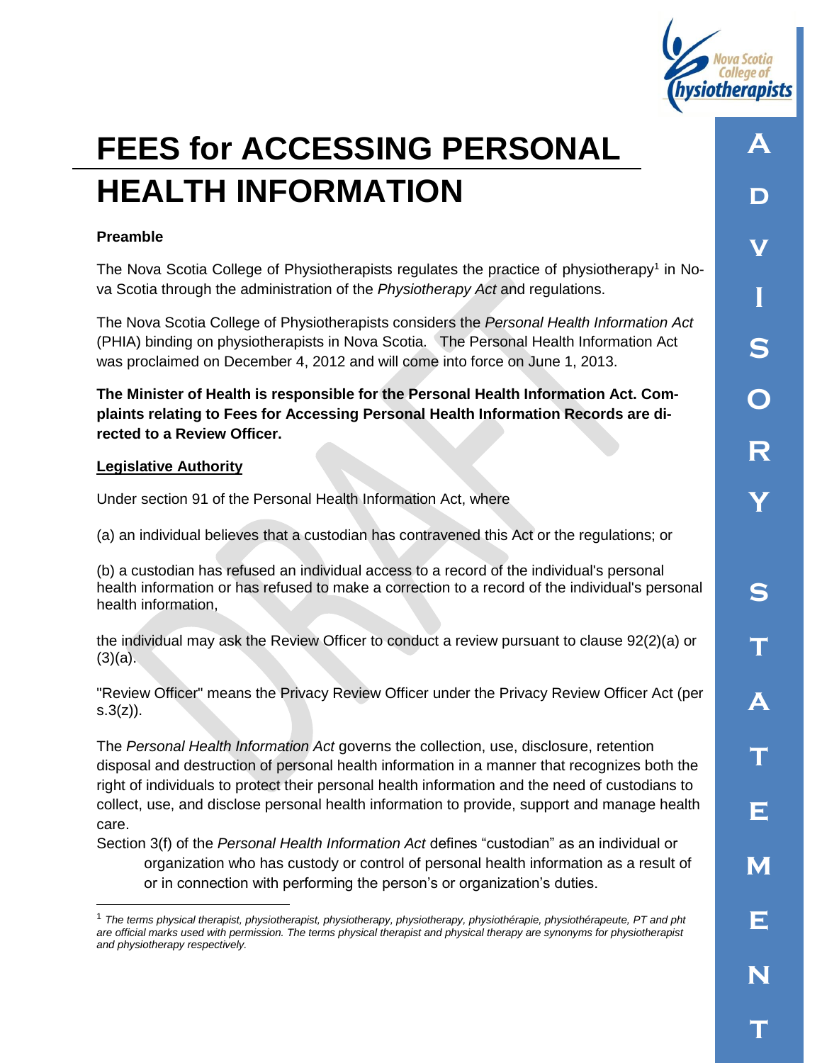# FEES for ACCESSING PERSONAL HEALTH INFORMATION

**Preamble**

The Nova Scotia College of Physiotherapists regulates the practice of physiotherapy[1] in Nova Scotia through the administration of the *Physiotherapy Act* and regulations.

The Nova Scotia College of Physiotherapists considers the *Personal Health Information Act* (PHIA) binding on physiotherapists in Nova Scotia. The Personal Health Information Act was proclaimed on December 4, 2012 and will come into force on June 1, 2013.

**The Minister of Health is responsible for the Personal Health Information Act. Complaints relating to Fees for Accessing Personal Health Information Records are directed to a Review Officer.**

**Legislative Authority**

Under section 91 of the Personal Health Information Act, where

(a) an individual believes that a custodian has contravened this Act or the regulations; or

(b) a custodian has refused an individual access to a record of the individual's personal health information or has refused to make a correction to a record of the individual's personal health information,

the individual may ask the Review Officer to conduct a review pursuant to clause 92(2)(a) or (3)(a).

"Review Officer" means the Privacy Review Officer under the Privacy Review Officer Act (per s.3(z)).

The *Personal Health Information Act* governs the collection, use, disclosure, retention disposal and destruction of personal health information in a manner that recognizes both the right of individuals to protect their personal health information and the need of custodians to collect, use, and disclose personal health information to provide, support and manage health care.

Section 3(f) of the *Personal Health Information Act* defines "custodian" as an individual or organization who has custody or control of personal health information as a result of or in connection with performing the person's or organization's duties.

---

[1] *The terms physical therapist, physiotherapist, physiotherapy, physiotherapy, physiothérapie, physiothérapeute, PT and pht are official marks used with permission. The terms physical therapist and physical therapy are synonyms for physiotherapist and physiotherapy respectively.*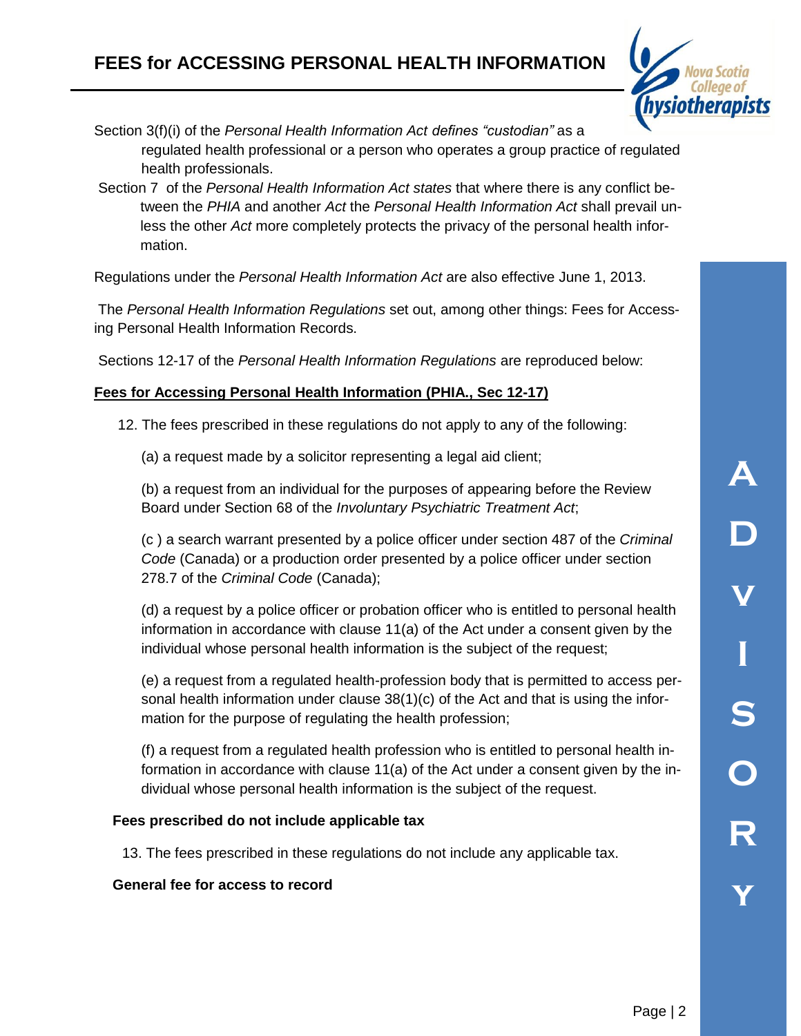# FEES for ACCESSING PERSONAL HEALTH INFORMATION

Section 3(f)(i) of the *Personal Health Information Act defines "custodian"* as a regulated health professional or a person who operates a group practice of regulated health professionals.

Section 7 of the *Personal Health Information Act states* that where there is any conflict between the *PHIA* and another *Act* the *Personal Health Information Act* shall prevail unless the other *Act* more completely protects the privacy of the personal health information.

Regulations under the *Personal Health Information Act* are also effective June 1, 2013.

The *Personal Health Information Regulations* set out, among other things: Fees for Accessing Personal Health Information Records.

Sections 12-17 of the *Personal Health Information Regulations* are reproduced below:

**<u>Fees for Accessing Personal Health Information (PHIA., Sec 12-17)</u>**

12. The fees prescribed in these regulations do not apply to any of the following:

(a) a request made by a solicitor representing a legal aid client;

(b) a request from an individual for the purposes of appearing before the Review Board under Section 68 of the *Involuntary Psychiatric Treatment Act*;

(c ) a search warrant presented by a police officer under section 487 of the *Criminal Code* (Canada) or a production order presented by a police officer under section 278.7 of the *Criminal Code* (Canada);

(d) a request by a police officer or probation officer who is entitled to personal health information in accordance with clause 11(a) of the Act under a consent given by the individual whose personal health information is the subject of the request;

(e) a request from a regulated health-profession body that is permitted to access personal health information under clause 38(1)(c) of the Act and that is using the information for the purpose of regulating the health profession;

(f) a request from a regulated health profession who is entitled to personal health information in accordance with clause 11(a) of the Act under a consent given by the individual whose personal health information is the subject of the request.

**Fees prescribed do not include applicable tax**

13. The fees prescribed in these regulations do not include any applicable tax.

**General fee for access to record**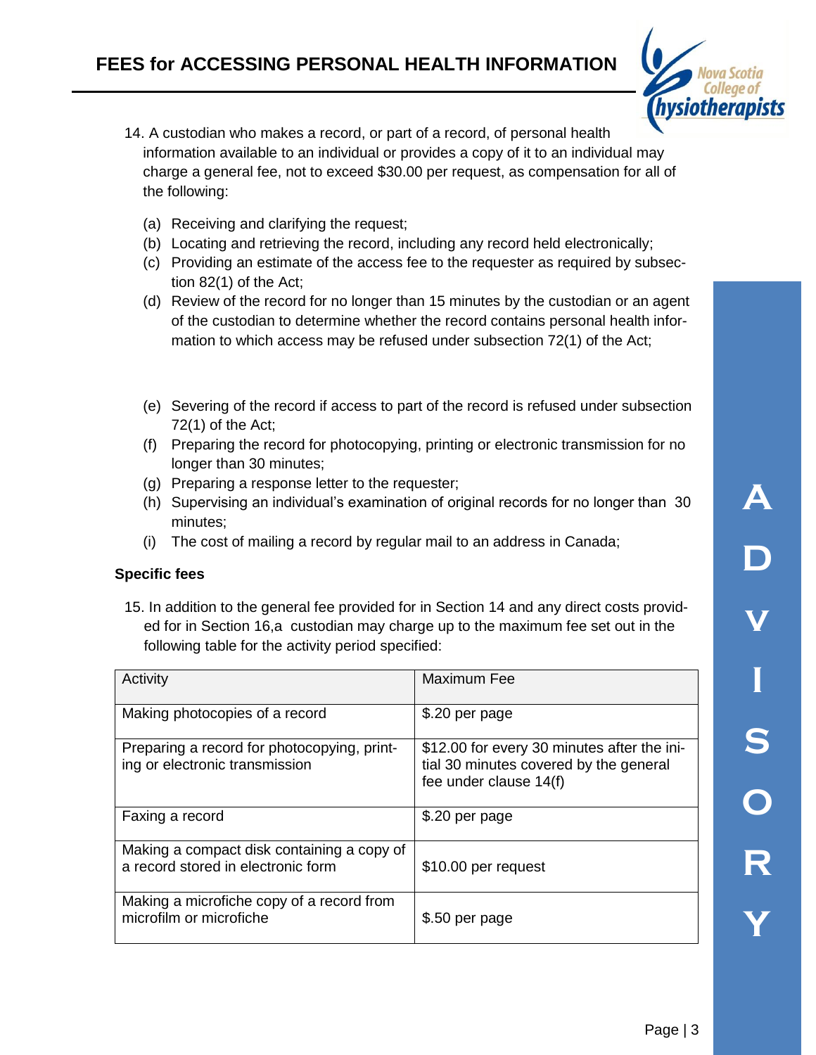# FEES for ACCESSING PERSONAL HEALTH INFORMATION

14. A custodian who makes a record, or part of a record, of personal health information available to an individual or provides a copy of it to an individual may charge a general fee, not to exceed $30.00 per request, as compensation for all of the following:

   (a) Receiving and clarifying the request;
   (b) Locating and retrieving the record, including any record held electronically;
   (c) Providing an estimate of the access fee to the requester as required by subsection 82(1) of the Act;
   (d) Review of the record for no longer than 15 minutes by the custodian or an agent of the custodian to determine whether the record contains personal health information to which access may be refused under subsection 72(1) of the Act;
   (e) Severing of the record if access to part of the record is refused under subsection 72(1) of the Act;
   (f) Preparing the record for photocopying, printing or electronic transmission for no longer than 30 minutes;
   (g) Preparing a response letter to the requester;
   (h) Supervising an individual's examination of original records for no longer than 30 minutes;
   (i) The cost of mailing a record by regular mail to an address in Canada;

**Specific fees**

15. In addition to the general fee provided for in Section 14 and any direct costs provided for in Section 16,a custodian may charge up to the maximum fee set out in the following table for the activity period specified:

| Activity | Maximum Fee |
|---|---|
| Making photocopies of a record | $.20 per page |
| Preparing a record for photocopying, printing or electronic transmission | $12.00 for every 30 minutes after the initial 30 minutes covered by the general fee under clause 14(f) |
| Faxing a record | $.20 per page |
| Making a compact disk containing a copy of a record stored in electronic form | $10.00 per request |
| Making a microfiche copy of a record from microfilm or microfiche | $.50 per page |

ADVISORY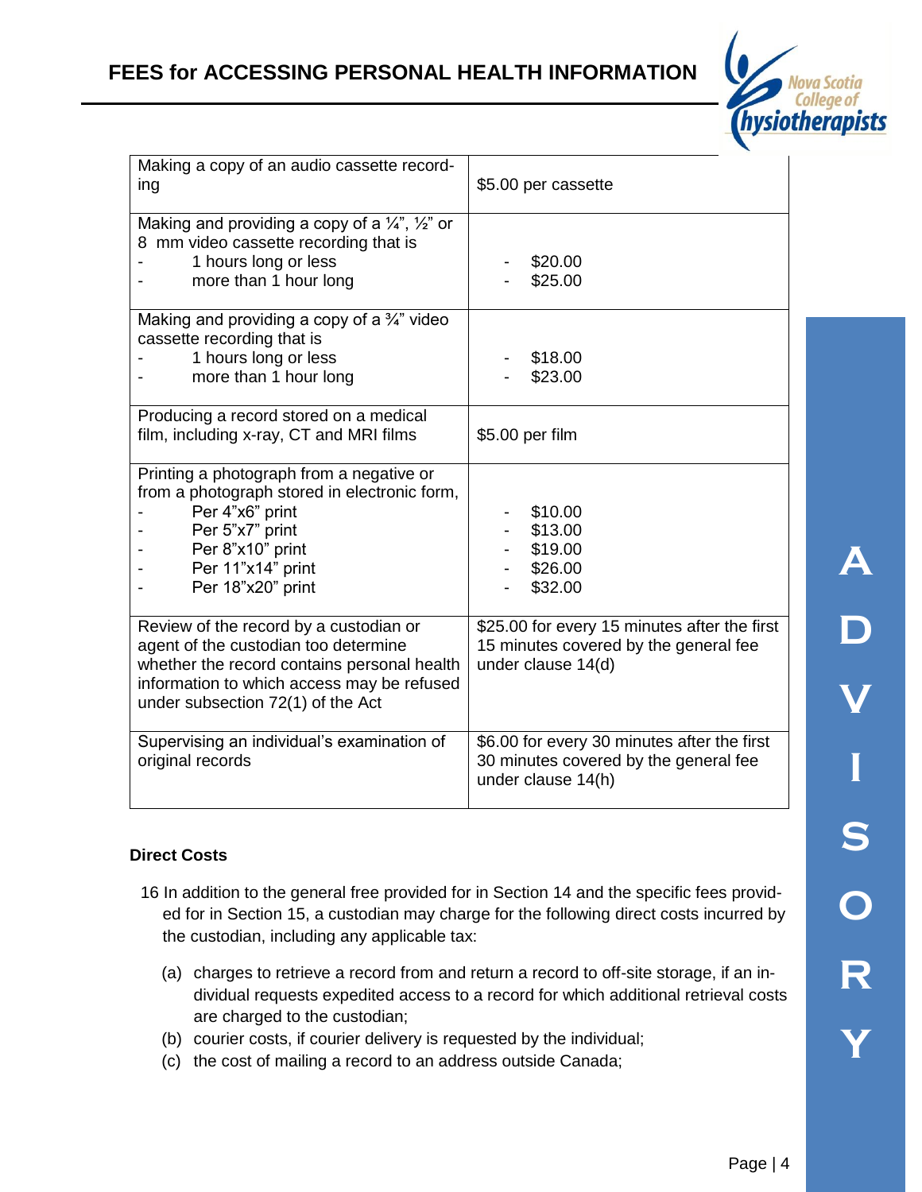| Making a copy of an audio cassette recording | $5.00 per cassette |
|---|---|
| Making and providing a copy of a ¼", ½" or 8 mm video cassette recording that is<br>- 1 hours long or less<br>- more than 1 hour long | - $20.00<br>- $25.00 |
| Making and providing a copy of a ¾" video cassette recording that is<br>- 1 hours long or less<br>- more than 1 hour long | - $18.00<br>- $23.00 |
| Producing a record stored on a medical film, including x-ray, CT and MRI films | $5.00 per film |
| Printing a photograph from a negative or from a photograph stored in electronic form,<br>- Per 4"x6" print<br>- Per 5"x7" print<br>- Per 8"x10" print<br>- Per 11"x14" print<br>- Per 18"x20" print | - $10.00<br>- $13.00<br>- $19.00<br>- $26.00<br>- $32.00 |
| Review of the record by a custodian or agent of the custodian too determine whether the record contains personal health information to which access may be refused under subsection 72(1) of the Act | $25.00 for every 15 minutes after the first 15 minutes covered by the general fee under clause 14(d) |
| Supervising an individual's examination of original records | $6.00 for every 30 minutes after the first 30 minutes covered by the general fee under clause 14(h) |

**Direct Costs**

16 In addition to the general free provided for in Section 14 and the specific fees provided for in Section 15, a custodian may charge for the following direct costs incurred by the custodian, including any applicable tax:

(a) charges to retrieve a record from and return a record to off-site storage, if an individual requests expedited access to a record for which additional retrieval costs are charged to the custodian;

(b) courier costs, if courier delivery is requested by the individual;

(c) the cost of mailing a record to an address outside Canada;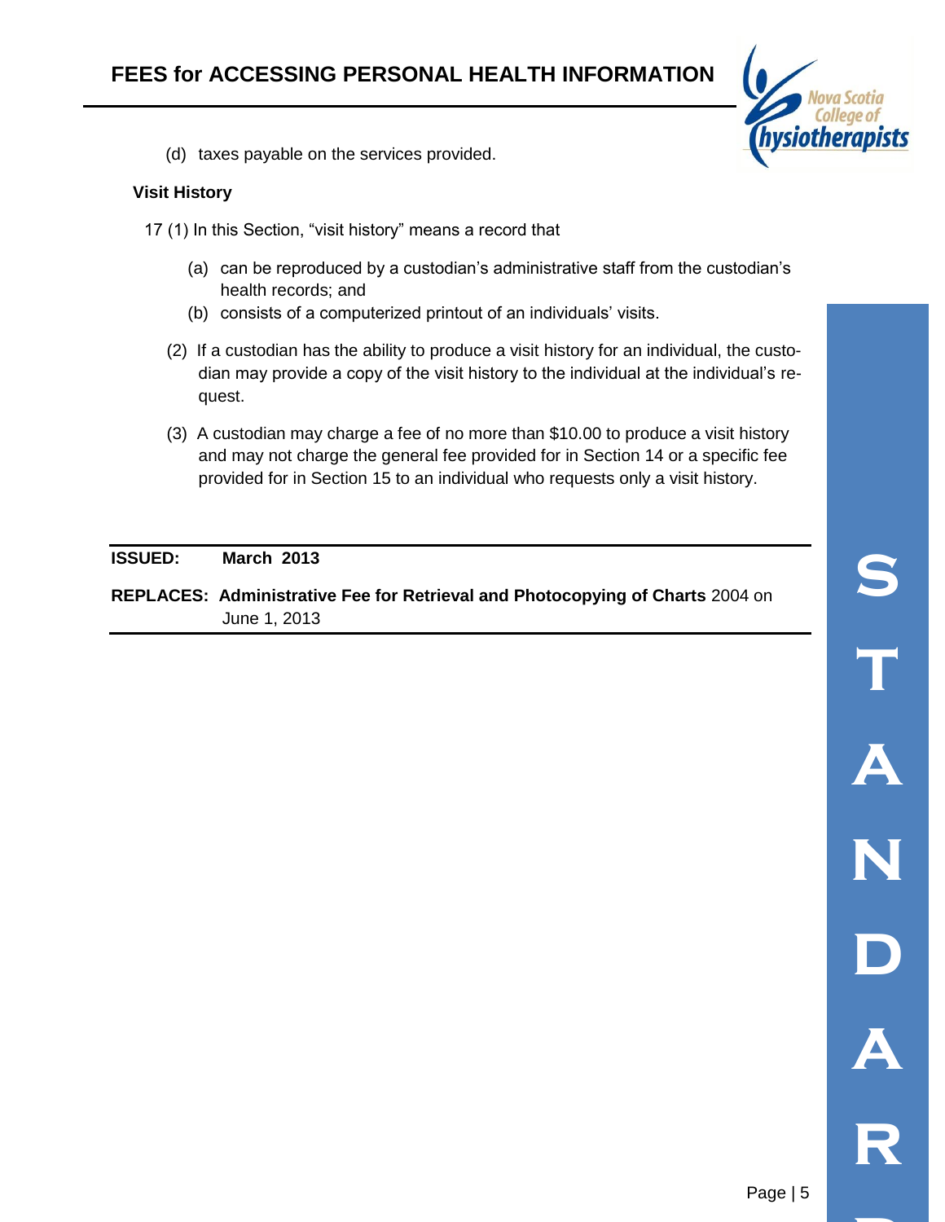(d) taxes payable on the services provided.

**Visit History**

17 (1) In this Section, “visit history” means a record that

(a) can be reproduced by a custodian’s administrative staff from the custodian’s health records; and

(b) consists of a computerized printout of an individuals’ visits.

(2) If a custodian has the ability to produce a visit history for an individual, the custodian may provide a copy of the visit history to the individual at the individual’s request.

(3) A custodian may charge a fee of no more than $10.00 to produce a visit history and may not charge the general fee provided for in Section 14 or a specific fee provided for in Section 15 to an individual who requests only a visit history.

---

**ISSUED:** **March 2013**

**REPLACES:** **Administrative Fee for Retrieval and Photocopying of Charts** 2004 on June 1, 2013